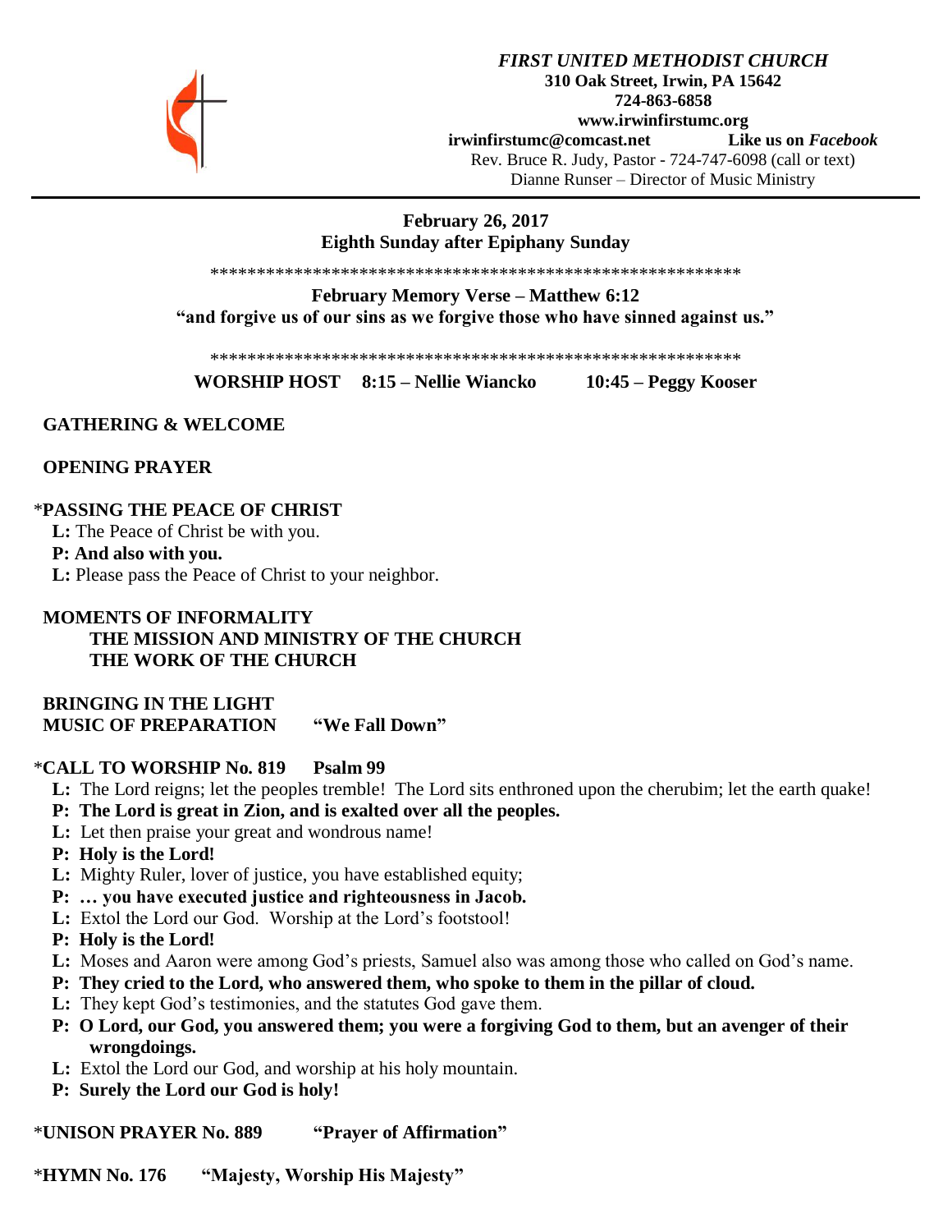*FIRST UNITED METHODIST CHURCH*
**310 Oak Street, Irwin, PA 15642**
**724-863-6858**
**www.irwinfirstumc.org**
**irwinfirstumc@comcast.net** **Like us on *Facebook***
Rev. Bruce R. Judy, Pastor - 724-747-6098 (call or text)
Dianne Runser – Director of Music Ministry

---

**February 26, 2017**
**Eighth Sunday after Epiphany Sunday**

**********************************************************

**February Memory Verse – Matthew 6:12**
**"and forgive us of our sins as we forgive those who have sinned against us."**

**********************************************************

**WORSHIP HOST 8:15 – Nellie Wiancko 10:45 – Peggy Kooser**

**GATHERING & WELCOME**

**OPENING PRAYER**

*__PASSING THE PEACE OF CHRIST__*

**L:** The Peace of Christ be with you.
**P: And also with you.**
**L:** Please pass the Peace of Christ to your neighbor.

**MOMENTS OF INFORMALITY**
**THE MISSION AND MINISTRY OF THE CHURCH**
**THE WORK OF THE CHURCH**

**BRINGING IN THE LIGHT**
**MUSIC OF PREPARATION "We Fall Down"**

*__CALL TO WORSHIP No. 819 Psalm 99__*

**L:** The Lord reigns; let the peoples tremble! The Lord sits enthroned upon the cherubim; let the earth quake!
**P: The Lord is great in Zion, and is exalted over all the peoples.**
**L:** Let then praise your great and wondrous name!
**P: Holy is the Lord!**
**L:** Mighty Ruler, lover of justice, you have established equity;
**P: … you have executed justice and righteousness in Jacob.**
**L:** Extol the Lord our God. Worship at the Lord's footstool!
**P: Holy is the Lord!**
**L:** Moses and Aaron were among God's priests, Samuel also was among those who called on God's name.
**P: They cried to the Lord, who answered them, who spoke to them in the pillar of cloud.**
**L:** They kept God's testimonies, and the statutes God gave them.
**P: O Lord, our God, you answered them; you were a forgiving God to them, but an avenger of their wrongdoings.**
**L:** Extol the Lord our God, and worship at his holy mountain.
**P: Surely the Lord our God is holy!**

*__UNISON PRAYER No. 889 "Prayer of Affirmation"__*

*__HYMN No. 176 "Majesty, Worship His Majesty"__*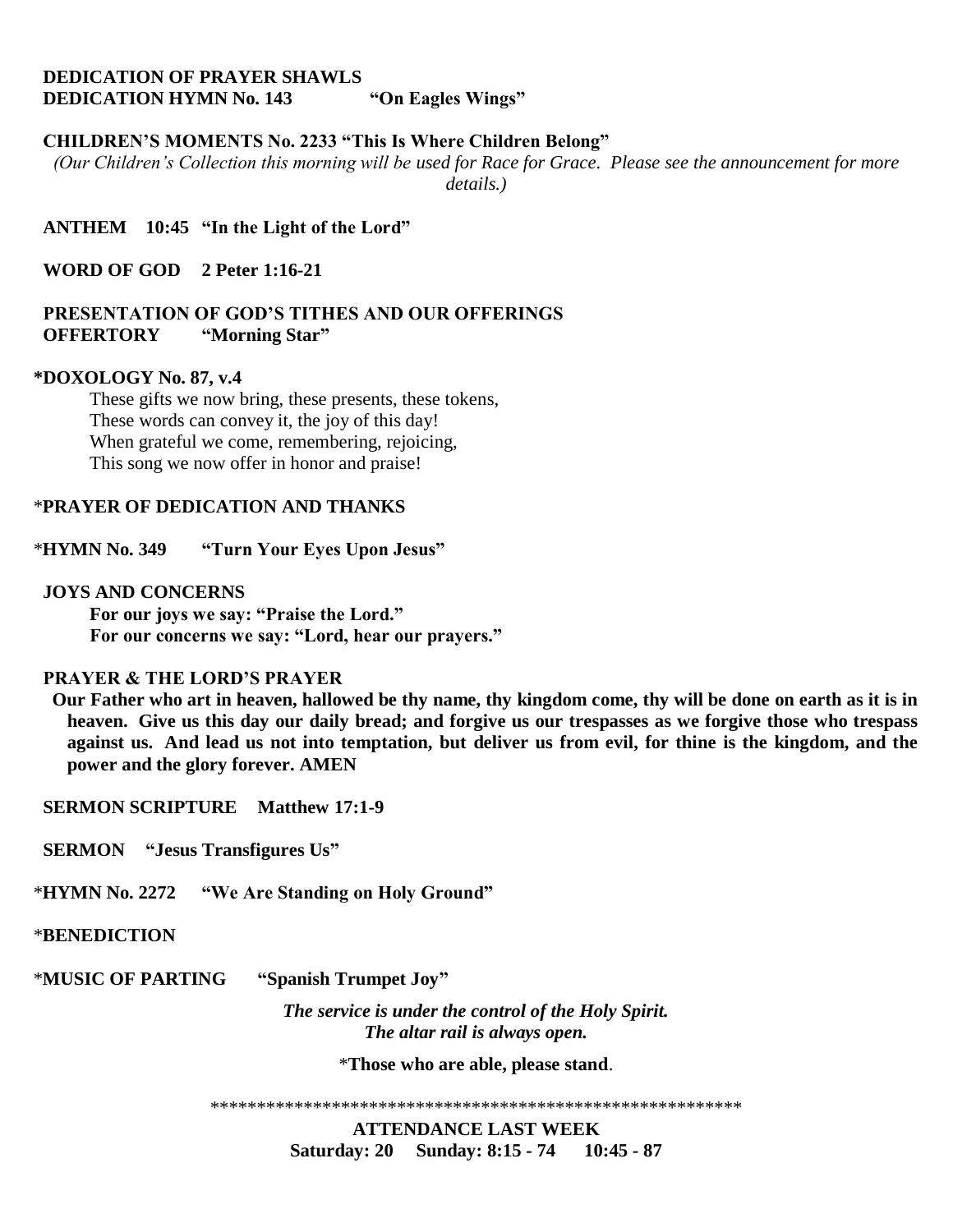**DEDICATION OF PRAYER SHAWLS**
**DEDICATION HYMN No. 143 "On Eagles Wings"**

**CHILDREN'S MOMENTS No. 2233 "This Is Where Children Belong"**
*(Our Children's Collection this morning will be used for Race for Grace. Please see the announcement for more details.)*

**ANTHEM 10:45 "In the Light of the Lord"**

**WORD OF GOD 2 Peter 1:16-21**

**PRESENTATION OF GOD'S TITHES AND OUR OFFERINGS**
**OFFERTORY "Morning Star"**

**\*DOXOLOGY No. 87, v.4**

These gifts we now bring, these presents, these tokens,
These words can convey it, the joy of this day!
When grateful we come, remembering, rejoicing,
This song we now offer in honor and praise!

\***PRAYER OF DEDICATION AND THANKS**

\***HYMN No. 349 "Turn Your Eyes Upon Jesus"**

**JOYS AND CONCERNS**

**For our joys we say: "Praise the Lord."**
**For our concerns we say: "Lord, hear our prayers."**

**PRAYER & THE LORD'S PRAYER**

**Our Father who art in heaven, hallowed be thy name, thy kingdom come, thy will be done on earth as it is in heaven. Give us this day our daily bread; and forgive us our trespasses as we forgive those who trespass against us. And lead us not into temptation, but deliver us from evil, for thine is the kingdom, and the power and the glory forever. AMEN**

**SERMON SCRIPTURE Matthew 17:1-9**

**SERMON "Jesus Transfigures Us"**

\***HYMN No. 2272 "We Are Standing on Holy Ground"**

\***BENEDICTION**

\***MUSIC OF PARTING "Spanish Trumpet Joy"**

***The service is under the control of the Holy Spirit.***
***The altar rail is always open.***

\***Those who are able, please stand**.

\*\*\*\*\*\*\*\*\*\*\*\*\*\*\*\*\*\*\*\*\*\*\*\*\*\*\*\*\*\*\*\*\*\*\*\*\*\*\*\*\*\*\*\*\*\*\*\*\*\*\*\*\*\*\*\*\*\*

**ATTENDANCE LAST WEEK**
**Saturday: 20 Sunday: 8:15 - 74 10:45 - 87**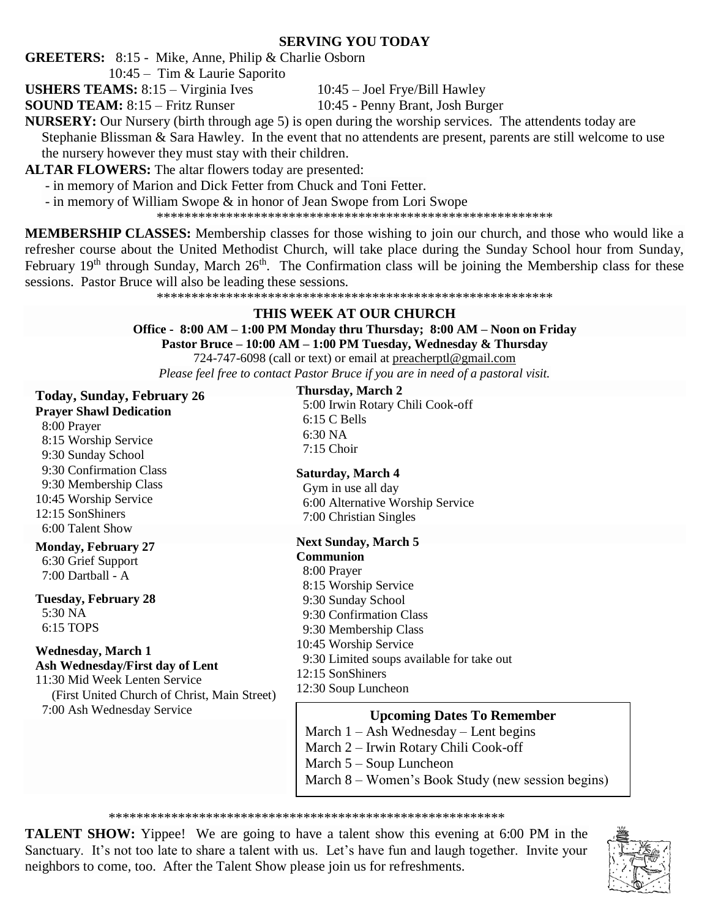## SERVING YOU TODAY

**GREETERS:** 8:15 - Mike, Anne, Philip & Charlie Osborn
10:45 – Tim & Laurie Saporito

**USHERS TEAMS:** 8:15 – Virginia Ives 10:45 – Joel Frye/Bill Hawley

**SOUND TEAM:** 8:15 – Fritz Runser 10:45 - Penny Brant, Josh Burger

**NURSERY:** Our Nursery (birth through age 5) is open during the worship services. The attendents today are Stephanie Blissman & Sara Hawley. In the event that no attendents are present, parents are still welcome to use the nursery however they must stay with their children.

**ALTAR FLOWERS:** The altar flowers today are presented:
- in memory of Marion and Dick Fetter from Chuck and Toni Fetter.
- in memory of William Swope & in honor of Jean Swope from Lori Swope

************************************************************

**MEMBERSHIP CLASSES:** Membership classes for those wishing to join our church, and those who would like a refresher course about the United Methodist Church, will take place during the Sunday School hour from Sunday, February 19th through Sunday, March 26th. The Confirmation class will be joining the Membership class for these sessions. Pastor Bruce will also be leading these sessions.

************************************************************

## THIS WEEK AT OUR CHURCH

**Office - 8:00 AM – 1:00 PM Monday thru Thursday; 8:00 AM – Noon on Friday**
**Pastor Bruce – 10:00 AM – 1:00 PM Tuesday, Wednesday & Thursday**
724-747-6098 (call or text) or email at preacherptl@gmail.com
*Please feel free to contact Pastor Bruce if you are in need of a pastoral visit.*

**Today, Sunday, February 26**
**Prayer Shawl Dedication**
8:00 Prayer
8:15 Worship Service
9:30 Sunday School
9:30 Confirmation Class
9:30 Membership Class
10:45 Worship Service
12:15 SonShiners
6:00 Talent Show

**Monday, February 27**
6:30 Grief Support
7:00 Dartball - A

**Tuesday, February 28**
5:30 NA
6:15 TOPS

**Wednesday, March 1**
**Ash Wednesday/First day of Lent**
11:30 Mid Week Lenten Service
(First United Church of Christ, Main Street)
7:00 Ash Wednesday Service

**Thursday, March 2**
5:00 Irwin Rotary Chili Cook-off
6:15 C Bells
6:30 NA
7:15 Choir

**Saturday, March 4**
Gym in use all day
6:00 Alternative Worship Service
7:00 Christian Singles

**Next Sunday, March 5**
**Communion**
8:00 Prayer
8:15 Worship Service
9:30 Sunday School
9:30 Confirmation Class
9:30 Membership Class
10:45 Worship Service
9:30 Limited soups available for take out
12:15 SonShiners
12:30 Soup Luncheon

**Upcoming Dates To Remember**
March 1 – Ash Wednesday – Lent begins
March 2 – Irwin Rotary Chili Cook-off
March 5 – Soup Luncheon
March 8 – Women's Book Study (new session begins)

************************************************************

**TALENT SHOW:** Yippee! We are going to have a talent show this evening at 6:00 PM in the Sanctuary. It's not too late to share a talent with us. Let's have fun and laugh together. Invite your neighbors to come, too. After the Talent Show please join us for refreshments.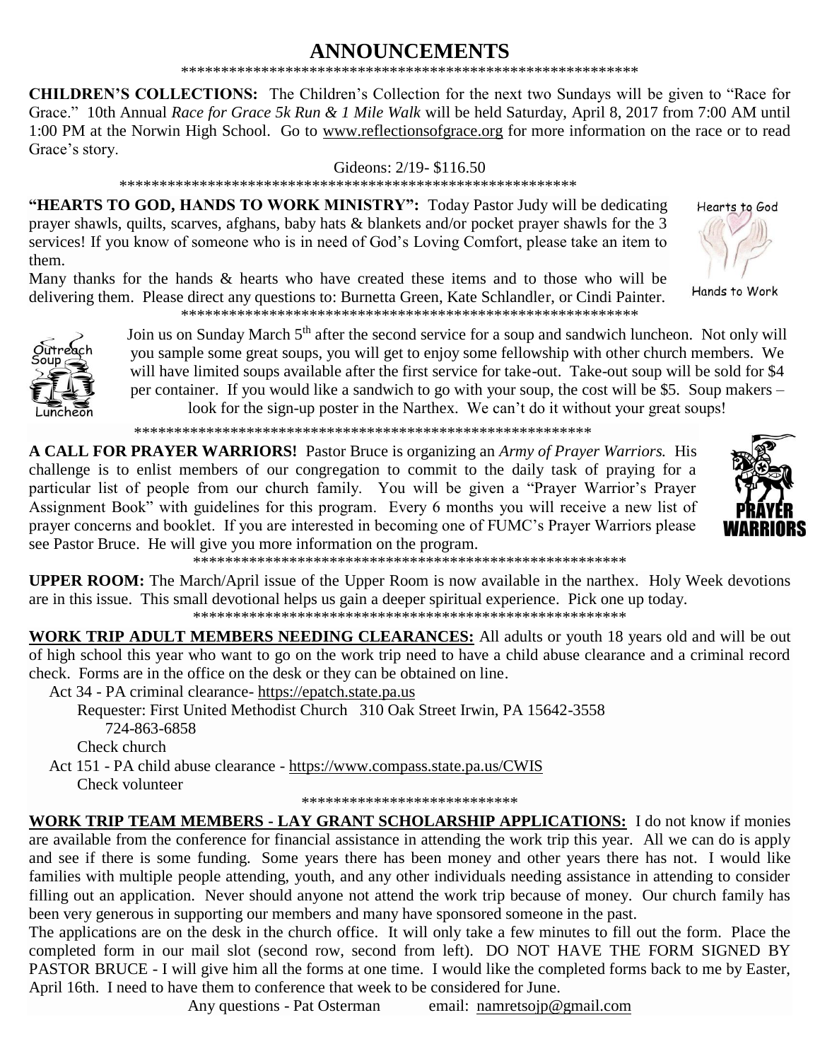# ANNOUNCEMENTS

***********************************************************

**CHILDREN'S COLLECTIONS:** The Children's Collection for the next two Sundays will be given to "Race for Grace." 10th Annual *Race for Grace 5k Run & 1 Mile Walk* will be held Saturday, April 8, 2017 from 7:00 AM until 1:00 PM at the Norwin High School. Go to www.reflectionsofgrace.org for more information on the race or to read Grace's story.

Gideons: 2/19- $116.50

***********************************************************

**"HEARTS TO GOD, HANDS TO WORK MINISTRY":** Today Pastor Judy will be dedicating prayer shawls, quilts, scarves, afghans, baby hats & blankets and/or pocket prayer shawls for the 3 services! If you know of someone who is in need of God's Loving Comfort, please take an item to them.

Many thanks for the hands & hearts who have created these items and to those who will be delivering them. Please direct any questions to: Burnetta Green, Kate Schlandler, or Cindi Painter.

***********************************************************

Join us on Sunday March 5th after the second service for a soup and sandwich luncheon. Not only will you sample some great soups, you will get to enjoy some fellowship with other church members. We will have limited soups available after the first service for take-out. Take-out soup will be sold for $4 per container. If you would like a sandwich to go with your soup, the cost will be $5. Soup makers – look for the sign-up poster in the Narthex. We can't do it without your great soups!

***********************************************************

**A CALL FOR PRAYER WARRIORS!** Pastor Bruce is organizing an *Army of Prayer Warriors.* His challenge is to enlist members of our congregation to commit to the daily task of praying for a particular list of people from our church family. You will be given a "Prayer Warrior's Prayer Assignment Book" with guidelines for this program. Every 6 months you will receive a new list of prayer concerns and booklet. If you are interested in becoming one of FUMC's Prayer Warriors please see Pastor Bruce. He will give you more information on the program.

***********************************************************

**UPPER ROOM:** The March/April issue of the Upper Room is now available in the narthex. Holy Week devotions are in this issue. This small devotional helps us gain a deeper spiritual experience. Pick one up today.

***********************************************************

**WORK TRIP ADULT MEMBERS NEEDING CLEARANCES:** All adults or youth 18 years old and will be out of high school this year who want to go on the work trip need to have a child abuse clearance and a criminal record check. Forms are in the office on the desk or they can be obtained on line.

Act 34 - PA criminal clearance- https://epatch.state.pa.us
Requester: First United Methodist Church 310 Oak Street Irwin, PA 15642-3558
724-863-6858
Check church

Act 151 - PA child abuse clearance - https://www.compass.state.pa.us/CWIS
Check volunteer

***************************

**WORK TRIP TEAM MEMBERS - LAY GRANT SCHOLARSHIP APPLICATIONS:** I do not know if monies are available from the conference for financial assistance in attending the work trip this year. All we can do is apply and see if there is some funding. Some years there has been money and other years there has not. I would like families with multiple people attending, youth, and any other individuals needing assistance in attending to consider filling out an application. Never should anyone not attend the work trip because of money. Our church family has been very generous in supporting our members and many have sponsored someone in the past.

The applications are on the desk in the church office. It will only take a few minutes to fill out the form. Place the completed form in our mail slot (second row, second from left). DO NOT HAVE THE FORM SIGNED BY PASTOR BRUCE - I will give him all the forms at one time. I would like the completed forms back to me by Easter, April 16th. I need to have them to conference that week to be considered for June.

Any questions - Pat Osterman email: namretsojp@gmail.com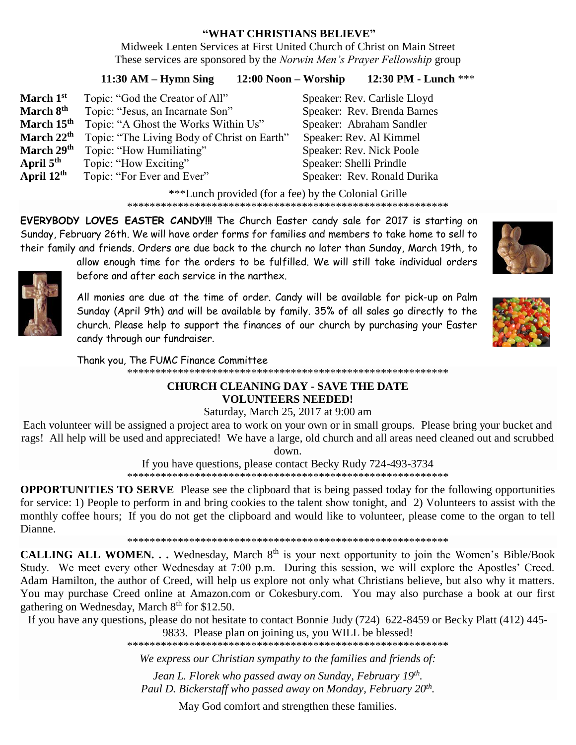# "WHAT CHRISTIANS BELIEVE"

Midweek Lenten Services at First United Church of Christ on Main Street
These services are sponsored by the *Norwin Men's Prayer Fellowship* group

**11:30 AM – Hymn Sing  12:00 Noon – Worship  12:30 PM - Lunch** ***

| | | |
|---|---|---|
| **March 1st** | Topic: "God the Creator of All" | Speaker: Rev. Carlisle Lloyd |
| **March 8th** | Topic: "Jesus, an Incarnate Son" | Speaker: Rev. Brenda Barnes |
| **March 15th** | Topic: "A Ghost the Works Within Us" | Speaker: Abraham Sandler |
| **March 22nd** | Topic: "The Living Body of Christ on Earth" | Speaker: Rev. Al Kimmel |
| **March 29th** | Topic: "How Humiliating" | Speaker: Rev. Nick Poole |
| **April 5th** | Topic: "How Exciting" | Speaker: Shelli Prindle |
| **April 12th** | Topic: "For Ever and Ever" | Speaker: Rev. Ronald Durika |

***Lunch provided (for a fee) by the Colonial Grille

************************************************************

**EVERYBODY LOVES EASTER CANDY!!!** The Church Easter candy sale for 2017 is starting on Sunday, February 26th. We will have order forms for families and members to take home to sell to their family and friends. Orders are due back to the church no later than Sunday, March 19th, to allow enough time for the orders to be fulfilled. We will still take individual orders before and after each service in the narthex.

All monies are due at the time of order. Candy will be available for pick-up on Palm Sunday (April 9th) and will be available by family. 35% of all sales go directly to the church. Please help to support the finances of our church by purchasing your Easter candy through our fundraiser.

Thank you, The FUMC Finance Committee

************************************************************

**CHURCH CLEANING DAY - SAVE THE DATE**
**VOLUNTEERS NEEDED!**

Saturday, March 25, 2017 at 9:00 am

Each volunteer will be assigned a project area to work on your own or in small groups. Please bring your bucket and rags! All help will be used and appreciated! We have a large, old church and all areas need cleaned out and scrubbed down.

If you have questions, please contact Becky Rudy 724-493-3734

************************************************************

**OPPORTUNITIES TO SERVE** Please see the clipboard that is being passed today for the following opportunities for service: 1) People to perform in and bring cookies to the talent show tonight, and 2) Volunteers to assist with the monthly coffee hours; If you do not get the clipboard and would like to volunteer, please come to the organ to tell Dianne.

************************************************************

**CALLING ALL WOMEN. . .** Wednesday, March 8th is your next opportunity to join the Women's Bible/Book Study. We meet every other Wednesday at 7:00 p.m. During this session, we will explore the Apostles' Creed. Adam Hamilton, the author of Creed, will help us explore not only what Christians believe, but also why it matters. You may purchase Creed online at Amazon.com or Cokesbury.com. You may also purchase a book at our first gathering on Wednesday, March 8th for $12.50.

If you have any questions, please do not hesitate to contact Bonnie Judy (724) 622-8459 or Becky Platt (412) 445-9833. Please plan on joining us, you WILL be blessed!

************************************************************

*We express our Christian sympathy to the families and friends of:*

*Jean L. Florek who passed away on Sunday, February 19th.*
*Paul D. Bickerstaff who passed away on Monday, February 20th.*

May God comfort and strengthen these families.